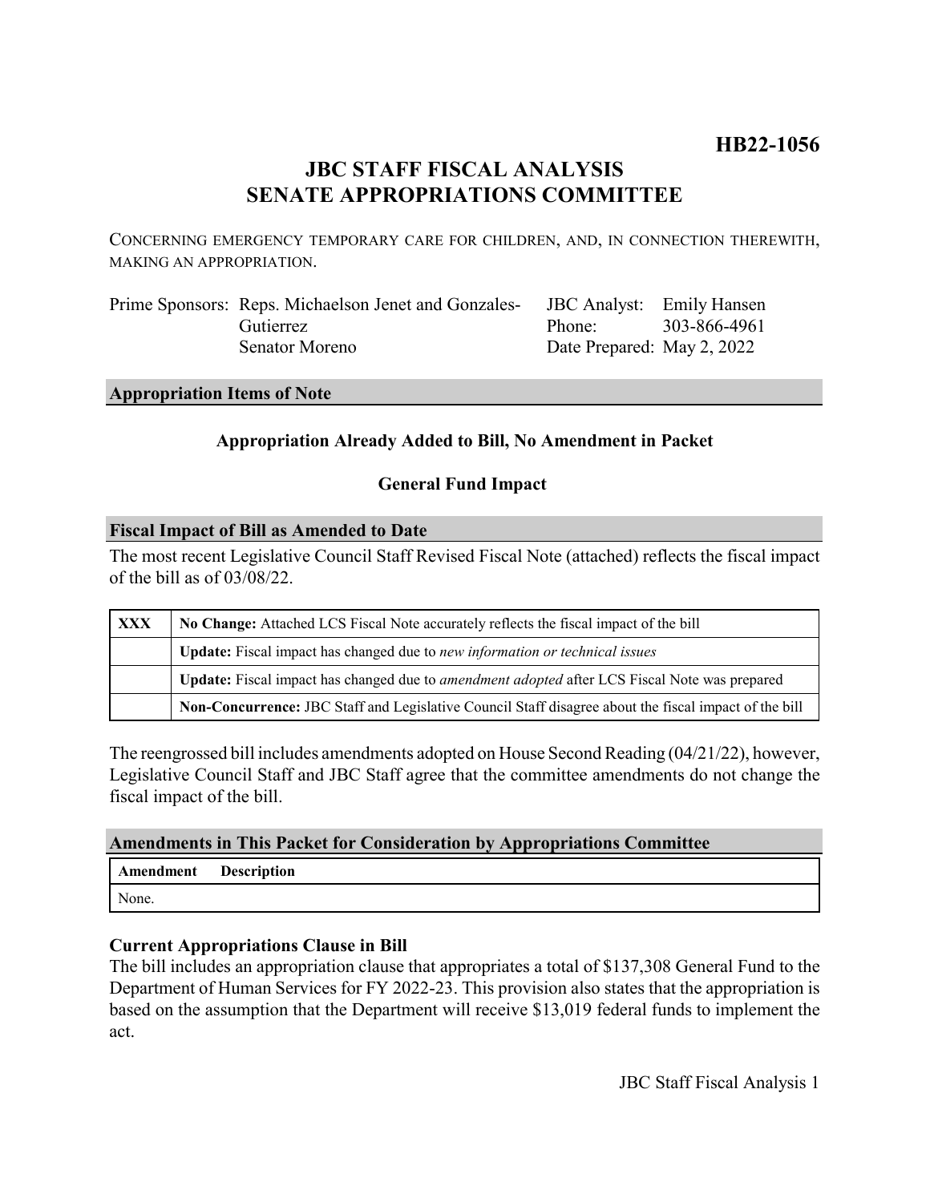**HB22-1056**

# JBC STAFF FISCAL ANALYSIS
# SENATE APPROPRIATIONS COMMITTEE

CONCERNING EMERGENCY TEMPORARY CARE FOR CHILDREN, AND, IN CONNECTION THEREWITH, MAKING AN APPROPRIATION.

| | | | |
|---|---|---|---|
| Prime Sponsors: | Reps. Michaelson Jenet and Gonzales-Gutierrez<br>Senator Moreno | JBC Analyst: | Emily Hansen |
| | | Phone: | 303-866-4961 |
| | | Date Prepared: | May 2, 2022 |

## Appropriation Items of Note

**Appropriation Already Added to Bill, No Amendment in Packet**

**General Fund Impact**

## Fiscal Impact of Bill as Amended to Date

The most recent Legislative Council Staff Revised Fiscal Note (attached) reflects the fiscal impact of the bill as of 03/08/22.

| | |
|---|---|
| **XXX** | **No Change:** Attached LCS Fiscal Note accurately reflects the fiscal impact of the bill |
| | **Update:** Fiscal impact has changed due to *new information or technical issues* |
| | **Update:** Fiscal impact has changed due to *amendment adopted* after LCS Fiscal Note was prepared |
| | **Non-Concurrence:** JBC Staff and Legislative Council Staff disagree about the fiscal impact of the bill |

The reengrossed bill includes amendments adopted on House Second Reading (04/21/22), however, Legislative Council Staff and JBC Staff agree that the committee amendments do not change the fiscal impact of the bill.

## Amendments in This Packet for Consideration by Appropriations Committee

| Amendment | Description |
|---|---|
| None. | |

### Current Appropriations Clause in Bill

The bill includes an appropriation clause that appropriates a total of $137,308 General Fund to the Department of Human Services for FY 2022-23. This provision also states that the appropriation is based on the assumption that the Department will receive $13,019 federal funds to implement the act.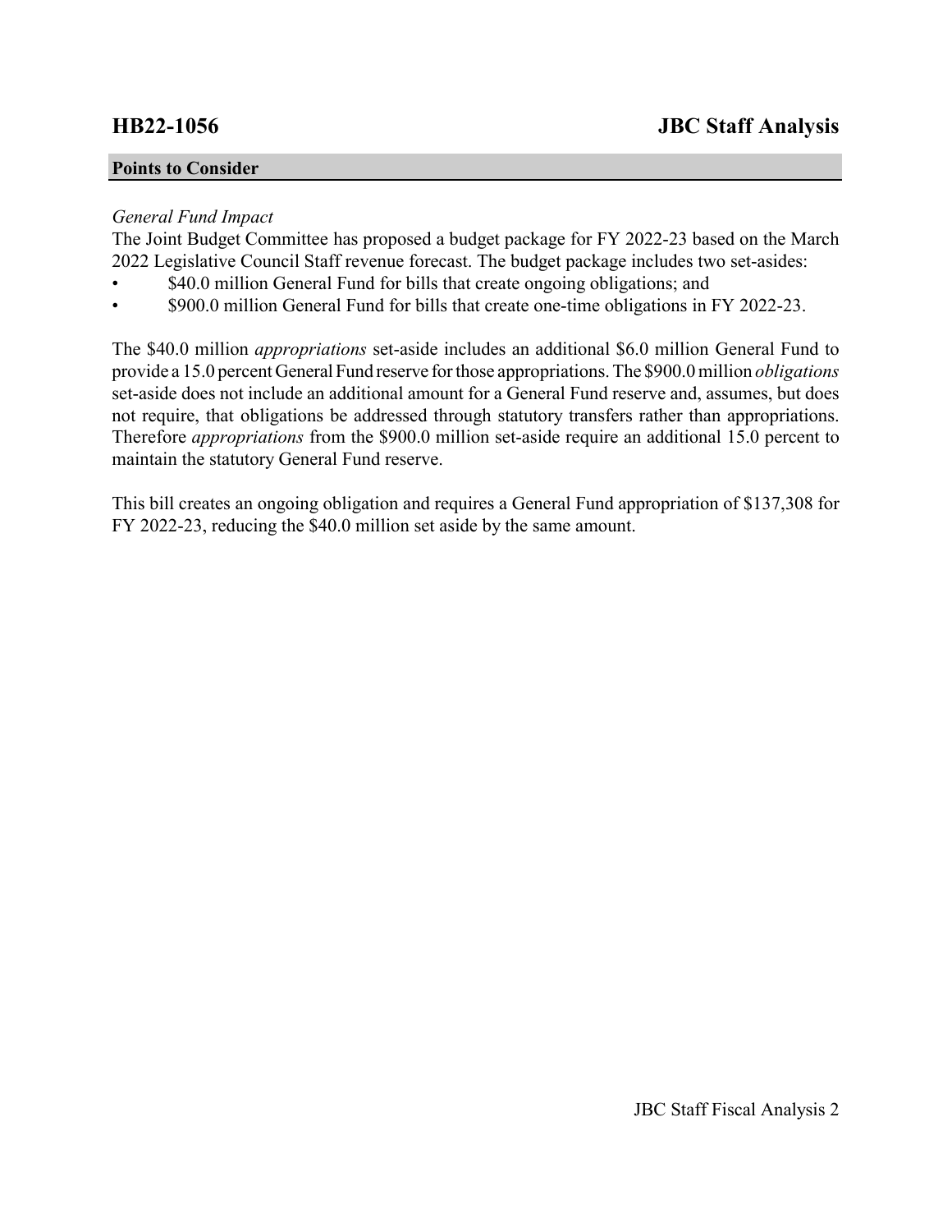## Points to Consider

*General Fund Impact*

The Joint Budget Committee has proposed a budget package for FY 2022-23 based on the March 2022 Legislative Council Staff revenue forecast. The budget package includes two set-asides:

- $40.0 million General Fund for bills that create ongoing obligations; and
- $900.0 million General Fund for bills that create one-time obligations in FY 2022-23.

The $40.0 million *appropriations* set-aside includes an additional $6.0 million General Fund to provide a 15.0 percent General Fund reserve for those appropriations. The $900.0 million *obligations* set-aside does not include an additional amount for a General Fund reserve and, assumes, but does not require, that obligations be addressed through statutory transfers rather than appropriations. Therefore *appropriations* from the $900.0 million set-aside require an additional 15.0 percent to maintain the statutory General Fund reserve.

This bill creates an ongoing obligation and requires a General Fund appropriation of $137,308 for FY 2022-23, reducing the $40.0 million set aside by the same amount.